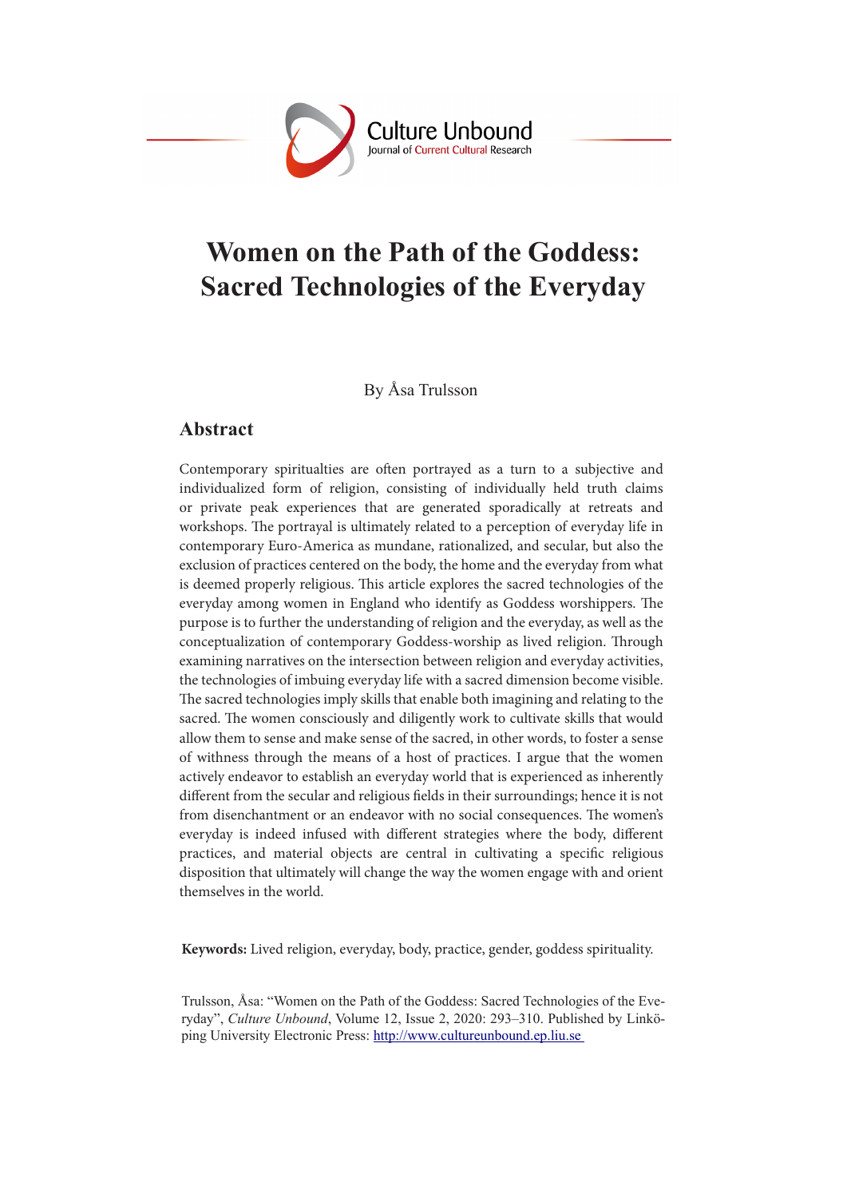# Women on the Path of the Goddess: Sacred Technologies of the Everyday

By Åsa Trulsson

## Abstract

Contemporary spiritualties are often portrayed as a turn to a subjective and individualized form of religion, consisting of individually held truth claims or private peak experiences that are generated sporadically at retreats and workshops. The portrayal is ultimately related to a perception of everyday life in contemporary Euro-America as mundane, rationalized, and secular, but also the exclusion of practices centered on the body, the home and the everyday from what is deemed properly religious. This article explores the sacred technologies of the everyday among women in England who identify as Goddess worshippers. The purpose is to further the understanding of religion and the everyday, as well as the conceptualization of contemporary Goddess-worship as lived religion. Through examining narratives on the intersection between religion and everyday activities, the technologies of imbuing everyday life with a sacred dimension become visible. The sacred technologies imply skills that enable both imagining and relating to the sacred. The women consciously and diligently work to cultivate skills that would allow them to sense and make sense of the sacred, in other words, to foster a sense of withness through the means of a host of practices. I argue that the women actively endeavor to establish an everyday world that is experienced as inherently different from the secular and religious fields in their surroundings; hence it is not from disenchantment or an endeavor with no social consequences. The women's everyday is indeed infused with different strategies where the body, different practices, and material objects are central in cultivating a specific religious disposition that ultimately will change the way the women engage with and orient themselves in the world.

**Keywords:** Lived religion, everyday, body, practice, gender, goddess spirituality.

Trulsson, Åsa: "Women on the Path of the Goddess: Sacred Technologies of the Everyday", *Culture Unbound*, Volume 12, Issue 2, 2020: 293–310. Published by Linköping University Electronic Press: http://www.cultureunbound.ep.liu.se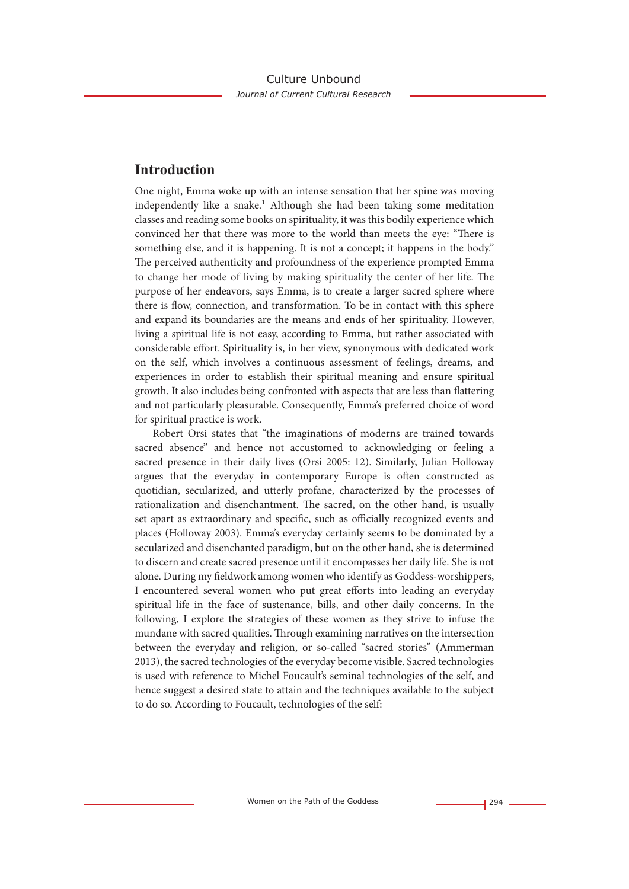## Introduction

One night, Emma woke up with an intense sensation that her spine was moving independently like a snake.[1] Although she had been taking some meditation classes and reading some books on spirituality, it was this bodily experience which convinced her that there was more to the world than meets the eye: "There is something else, and it is happening. It is not a concept; it happens in the body." The perceived authenticity and profoundness of the experience prompted Emma to change her mode of living by making spirituality the center of her life. The purpose of her endeavors, says Emma, is to create a larger sacred sphere where there is flow, connection, and transformation. To be in contact with this sphere and expand its boundaries are the means and ends of her spirituality. However, living a spiritual life is not easy, according to Emma, but rather associated with considerable effort. Spirituality is, in her view, synonymous with dedicated work on the self, which involves a continuous assessment of feelings, dreams, and experiences in order to establish their spiritual meaning and ensure spiritual growth. It also includes being confronted with aspects that are less than flattering and not particularly pleasurable. Consequently, Emma's preferred choice of word for spiritual practice is work.

Robert Orsi states that "the imaginations of moderns are trained towards sacred absence" and hence not accustomed to acknowledging or feeling a sacred presence in their daily lives (Orsi 2005: 12). Similarly, Julian Holloway argues that the everyday in contemporary Europe is often constructed as quotidian, secularized, and utterly profane, characterized by the processes of rationalization and disenchantment. The sacred, on the other hand, is usually set apart as extraordinary and specific, such as officially recognized events and places (Holloway 2003). Emma's everyday certainly seems to be dominated by a secularized and disenchanted paradigm, but on the other hand, she is determined to discern and create sacred presence until it encompasses her daily life. She is not alone. During my fieldwork among women who identify as Goddess-worshippers, I encountered several women who put great efforts into leading an everyday spiritual life in the face of sustenance, bills, and other daily concerns. In the following, I explore the strategies of these women as they strive to infuse the mundane with sacred qualities. Through examining narratives on the intersection between the everyday and religion, or so-called "sacred stories" (Ammerman 2013), the sacred technologies of the everyday become visible. Sacred technologies is used with reference to Michel Foucault's seminal technologies of the self, and hence suggest a desired state to attain and the techniques available to the subject to do so. According to Foucault, technologies of the self: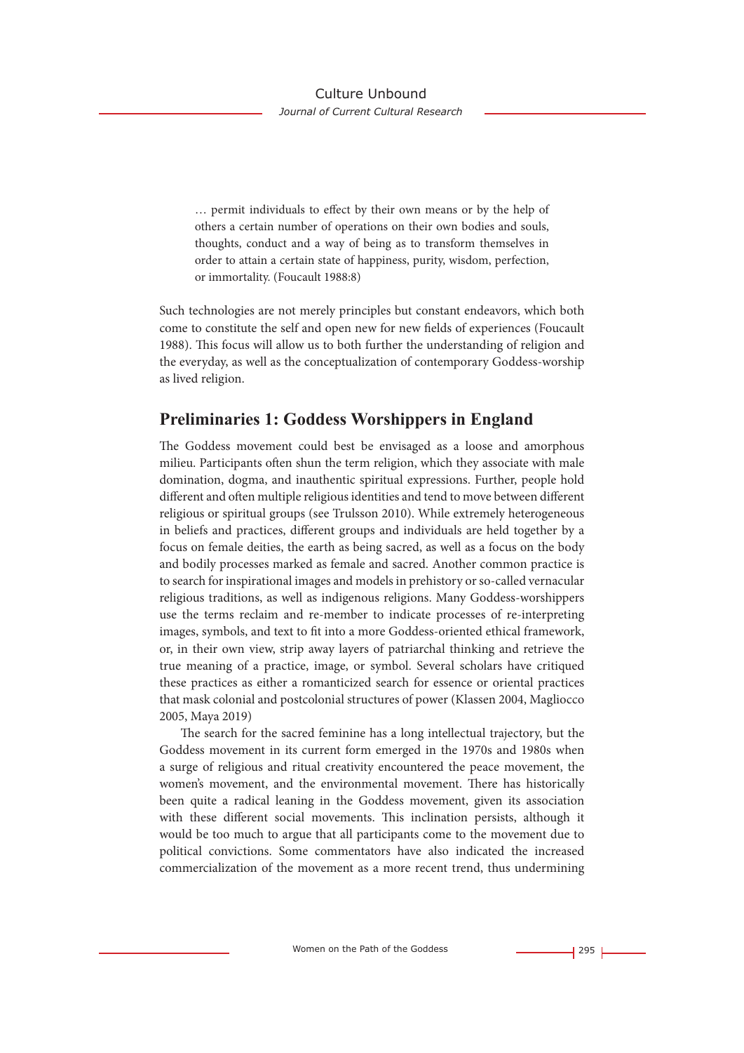> … permit individuals to effect by their own means or by the help of others a certain number of operations on their own bodies and souls, thoughts, conduct and a way of being as to transform themselves in order to attain a certain state of happiness, purity, wisdom, perfection, or immortality. (Foucault 1988:8)

Such technologies are not merely principles but constant endeavors, which both come to constitute the self and open new for new fields of experiences (Foucault 1988). This focus will allow us to both further the understanding of religion and the everyday, as well as the conceptualization of contemporary Goddess-worship as lived religion.

## Preliminaries 1: Goddess Worshippers in England

The Goddess movement could best be envisaged as a loose and amorphous milieu. Participants often shun the term religion, which they associate with male domination, dogma, and inauthentic spiritual expressions. Further, people hold different and often multiple religious identities and tend to move between different religious or spiritual groups (see Trulsson 2010). While extremely heterogeneous in beliefs and practices, different groups and individuals are held together by a focus on female deities, the earth as being sacred, as well as a focus on the body and bodily processes marked as female and sacred. Another common practice is to search for inspirational images and models in prehistory or so-called vernacular religious traditions, as well as indigenous religions. Many Goddess-worshippers use the terms reclaim and re-member to indicate processes of re-interpreting images, symbols, and text to fit into a more Goddess-oriented ethical framework, or, in their own view, strip away layers of patriarchal thinking and retrieve the true meaning of a practice, image, or symbol. Several scholars have critiqued these practices as either a romanticized search for essence or oriental practices that mask colonial and postcolonial structures of power (Klassen 2004, Magliocco 2005, Maya 2019)

The search for the sacred feminine has a long intellectual trajectory, but the Goddess movement in its current form emerged in the 1970s and 1980s when a surge of religious and ritual creativity encountered the peace movement, the women's movement, and the environmental movement. There has historically been quite a radical leaning in the Goddess movement, given its association with these different social movements. This inclination persists, although it would be too much to argue that all participants come to the movement due to political convictions. Some commentators have also indicated the increased commercialization of the movement as a more recent trend, thus undermining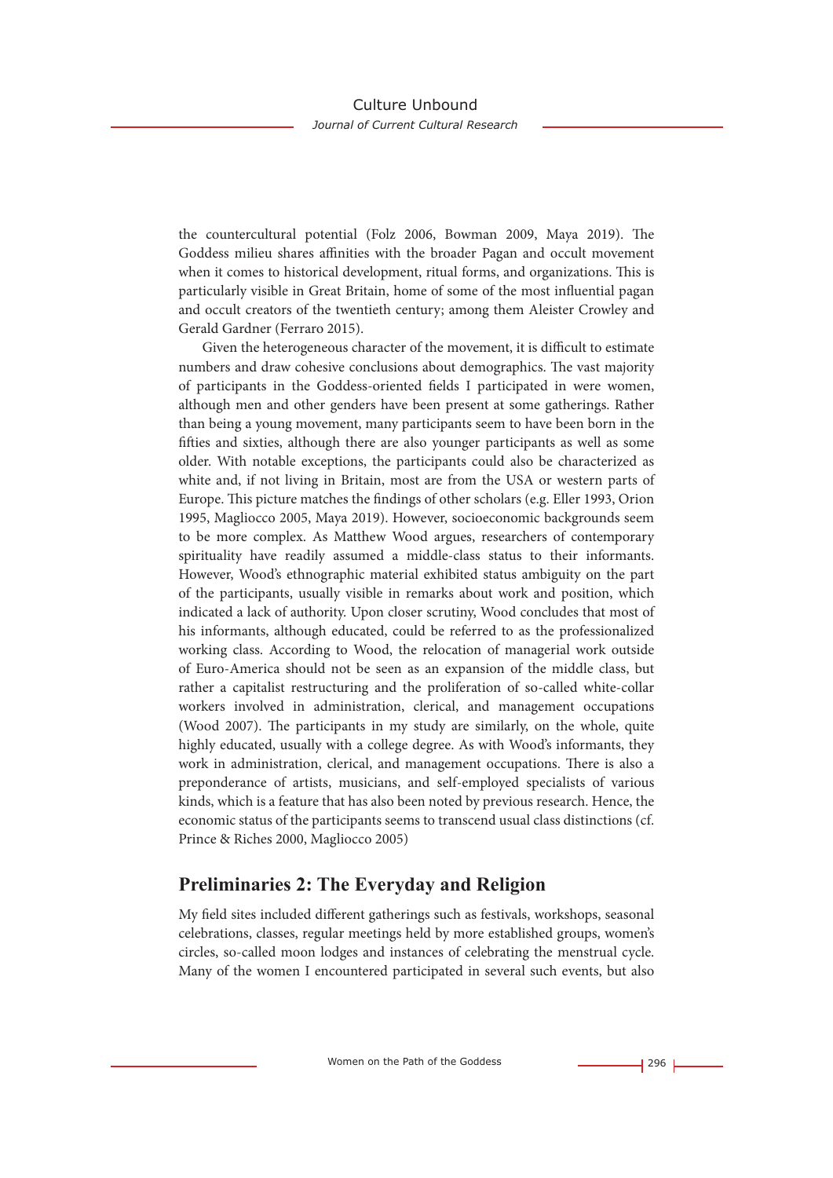the countercultural potential (Folz 2006, Bowman 2009, Maya 2019). The Goddess milieu shares affinities with the broader Pagan and occult movement when it comes to historical development, ritual forms, and organizations. This is particularly visible in Great Britain, home of some of the most influential pagan and occult creators of the twentieth century; among them Aleister Crowley and Gerald Gardner (Ferraro 2015).

Given the heterogeneous character of the movement, it is difficult to estimate numbers and draw cohesive conclusions about demographics. The vast majority of participants in the Goddess-oriented fields I participated in were women, although men and other genders have been present at some gatherings. Rather than being a young movement, many participants seem to have been born in the fifties and sixties, although there are also younger participants as well as some older. With notable exceptions, the participants could also be characterized as white and, if not living in Britain, most are from the USA or western parts of Europe. This picture matches the findings of other scholars (e.g. Eller 1993, Orion 1995, Magliocco 2005, Maya 2019). However, socioeconomic backgrounds seem to be more complex. As Matthew Wood argues, researchers of contemporary spirituality have readily assumed a middle-class status to their informants. However, Wood's ethnographic material exhibited status ambiguity on the part of the participants, usually visible in remarks about work and position, which indicated a lack of authority. Upon closer scrutiny, Wood concludes that most of his informants, although educated, could be referred to as the professionalized working class. According to Wood, the relocation of managerial work outside of Euro-America should not be seen as an expansion of the middle class, but rather a capitalist restructuring and the proliferation of so-called white-collar workers involved in administration, clerical, and management occupations (Wood 2007). The participants in my study are similarly, on the whole, quite highly educated, usually with a college degree. As with Wood's informants, they work in administration, clerical, and management occupations. There is also a preponderance of artists, musicians, and self-employed specialists of various kinds, which is a feature that has also been noted by previous research. Hence, the economic status of the participants seems to transcend usual class distinctions (cf. Prince & Riches 2000, Magliocco 2005)

## Preliminaries 2: The Everyday and Religion

My field sites included different gatherings such as festivals, workshops, seasonal celebrations, classes, regular meetings held by more established groups, women's circles, so-called moon lodges and instances of celebrating the menstrual cycle. Many of the women I encountered participated in several such events, but also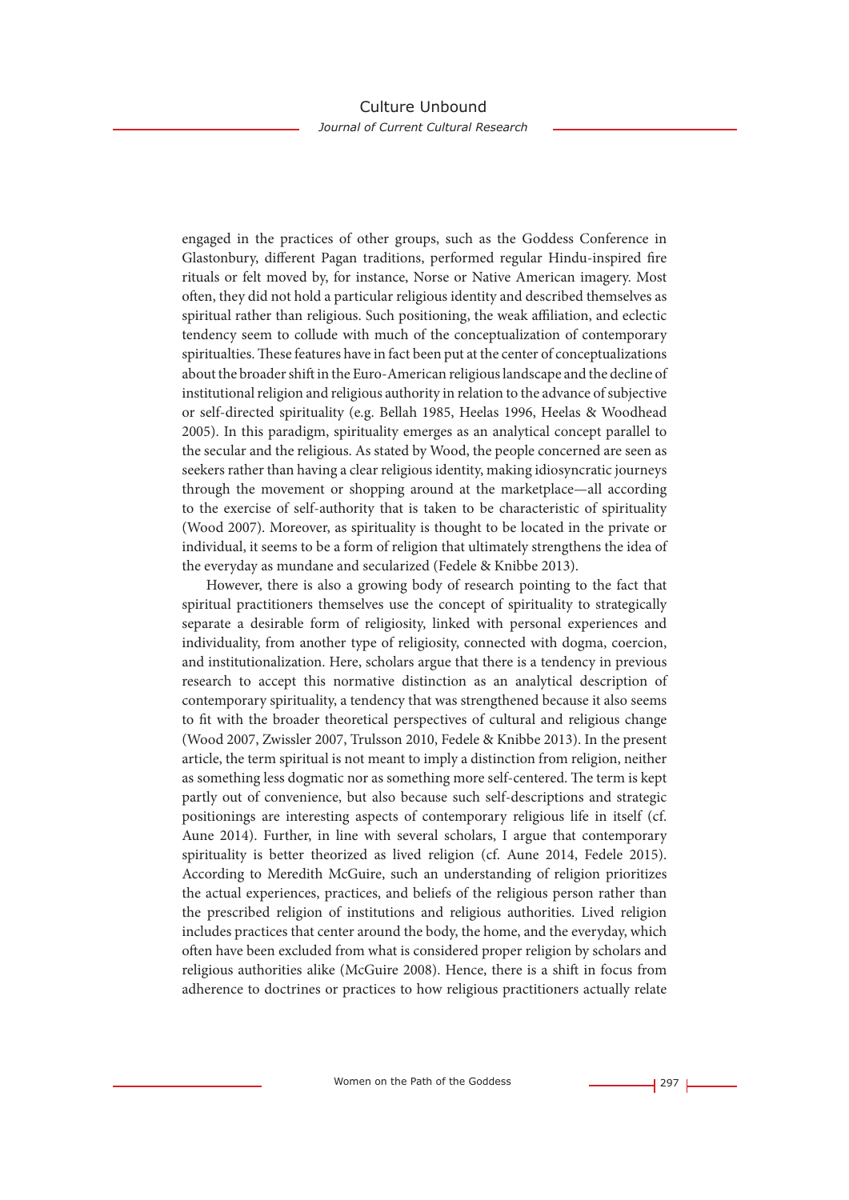engaged in the practices of other groups, such as the Goddess Conference in Glastonbury, different Pagan traditions, performed regular Hindu-inspired fire rituals or felt moved by, for instance, Norse or Native American imagery. Most often, they did not hold a particular religious identity and described themselves as spiritual rather than religious. Such positioning, the weak affiliation, and eclectic tendency seem to collude with much of the conceptualization of contemporary spiritualties. These features have in fact been put at the center of conceptualizations about the broader shift in the Euro-American religious landscape and the decline of institutional religion and religious authority in relation to the advance of subjective or self-directed spirituality (e.g. Bellah 1985, Heelas 1996, Heelas & Woodhead 2005). In this paradigm, spirituality emerges as an analytical concept parallel to the secular and the religious. As stated by Wood, the people concerned are seen as seekers rather than having a clear religious identity, making idiosyncratic journeys through the movement or shopping around at the marketplace—all according to the exercise of self-authority that is taken to be characteristic of spirituality (Wood 2007). Moreover, as spirituality is thought to be located in the private or individual, it seems to be a form of religion that ultimately strengthens the idea of the everyday as mundane and secularized (Fedele & Knibbe 2013).

However, there is also a growing body of research pointing to the fact that spiritual practitioners themselves use the concept of spirituality to strategically separate a desirable form of religiosity, linked with personal experiences and individuality, from another type of religiosity, connected with dogma, coercion, and institutionalization. Here, scholars argue that there is a tendency in previous research to accept this normative distinction as an analytical description of contemporary spirituality, a tendency that was strengthened because it also seems to fit with the broader theoretical perspectives of cultural and religious change (Wood 2007, Zwissler 2007, Trulsson 2010, Fedele & Knibbe 2013). In the present article, the term spiritual is not meant to imply a distinction from religion, neither as something less dogmatic nor as something more self-centered. The term is kept partly out of convenience, but also because such self-descriptions and strategic positionings are interesting aspects of contemporary religious life in itself (cf. Aune 2014). Further, in line with several scholars, I argue that contemporary spirituality is better theorized as lived religion (cf. Aune 2014, Fedele 2015). According to Meredith McGuire, such an understanding of religion prioritizes the actual experiences, practices, and beliefs of the religious person rather than the prescribed religion of institutions and religious authorities. Lived religion includes practices that center around the body, the home, and the everyday, which often have been excluded from what is considered proper religion by scholars and religious authorities alike (McGuire 2008). Hence, there is a shift in focus from adherence to doctrines or practices to how religious practitioners actually relate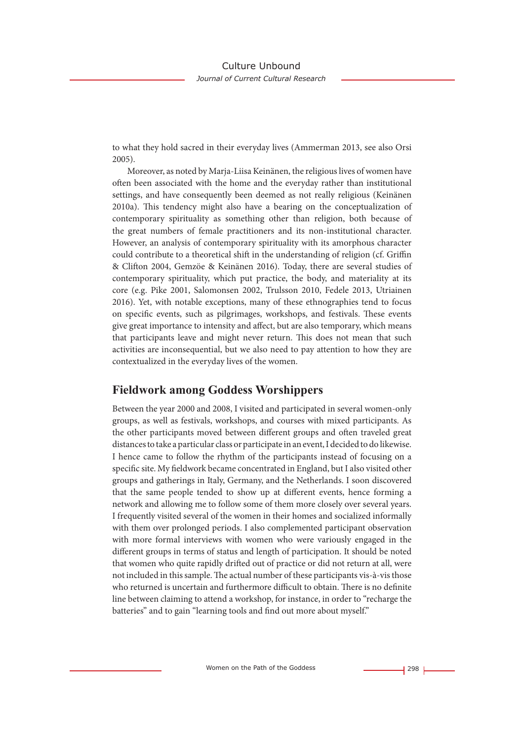to what they hold sacred in their everyday lives (Ammerman 2013, see also Orsi 2005).

Moreover, as noted by Marja-Liisa Keinänen, the religious lives of women have often been associated with the home and the everyday rather than institutional settings, and have consequently been deemed as not really religious (Keinänen 2010a). This tendency might also have a bearing on the conceptualization of contemporary spirituality as something other than religion, both because of the great numbers of female practitioners and its non-institutional character. However, an analysis of contemporary spirituality with its amorphous character could contribute to a theoretical shift in the understanding of religion (cf. Griffin & Clifton 2004, Gemzöe & Keinänen 2016). Today, there are several studies of contemporary spirituality, which put practice, the body, and materiality at its core (e.g. Pike 2001, Salomonsen 2002, Trulsson 2010, Fedele 2013, Utriainen 2016). Yet, with notable exceptions, many of these ethnographies tend to focus on specific events, such as pilgrimages, workshops, and festivals. These events give great importance to intensity and affect, but are also temporary, which means that participants leave and might never return. This does not mean that such activities are inconsequential, but we also need to pay attention to how they are contextualized in the everyday lives of the women.

## Fieldwork among Goddess Worshippers

Between the year 2000 and 2008, I visited and participated in several women-only groups, as well as festivals, workshops, and courses with mixed participants. As the other participants moved between different groups and often traveled great distances to take a particular class or participate in an event, I decided to do likewise. I hence came to follow the rhythm of the participants instead of focusing on a specific site. My fieldwork became concentrated in England, but I also visited other groups and gatherings in Italy, Germany, and the Netherlands. I soon discovered that the same people tended to show up at different events, hence forming a network and allowing me to follow some of them more closely over several years. I frequently visited several of the women in their homes and socialized informally with them over prolonged periods. I also complemented participant observation with more formal interviews with women who were variously engaged in the different groups in terms of status and length of participation. It should be noted that women who quite rapidly drifted out of practice or did not return at all, were not included in this sample. The actual number of these participants vis-à-vis those who returned is uncertain and furthermore difficult to obtain. There is no definite line between claiming to attend a workshop, for instance, in order to "recharge the batteries" and to gain "learning tools and find out more about myself."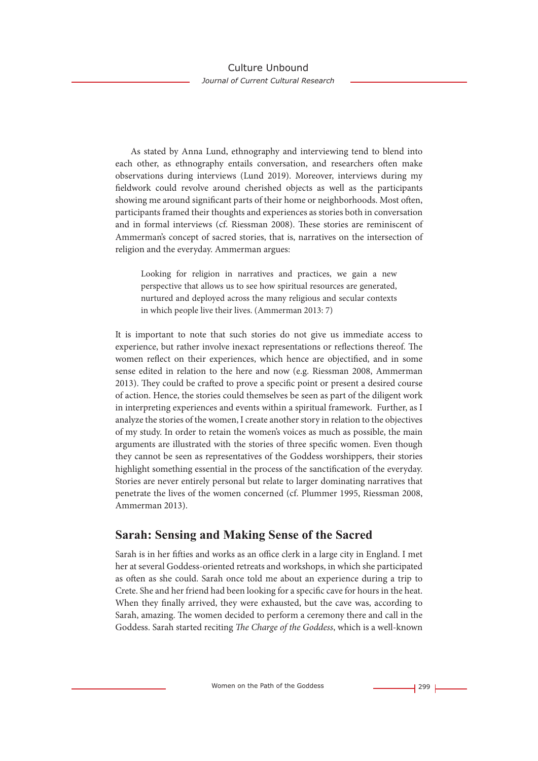As stated by Anna Lund, ethnography and interviewing tend to blend into each other, as ethnography entails conversation, and researchers often make observations during interviews (Lund 2019). Moreover, interviews during my fieldwork could revolve around cherished objects as well as the participants showing me around significant parts of their home or neighborhoods. Most often, participants framed their thoughts and experiences as stories both in conversation and in formal interviews (cf. Riessman 2008). These stories are reminiscent of Ammerman's concept of sacred stories, that is, narratives on the intersection of religion and the everyday. Ammerman argues:

> Looking for religion in narratives and practices, we gain a new perspective that allows us to see how spiritual resources are generated, nurtured and deployed across the many religious and secular contexts in which people live their lives. (Ammerman 2013: 7)

It is important to note that such stories do not give us immediate access to experience, but rather involve inexact representations or reflections thereof. The women reflect on their experiences, which hence are objectified, and in some sense edited in relation to the here and now (e.g. Riessman 2008, Ammerman 2013). They could be crafted to prove a specific point or present a desired course of action. Hence, the stories could themselves be seen as part of the diligent work in interpreting experiences and events within a spiritual framework. Further, as I analyze the stories of the women, I create another story in relation to the objectives of my study. In order to retain the women's voices as much as possible, the main arguments are illustrated with the stories of three specific women. Even though they cannot be seen as representatives of the Goddess worshippers, their stories highlight something essential in the process of the sanctification of the everyday. Stories are never entirely personal but relate to larger dominating narratives that penetrate the lives of the women concerned (cf. Plummer 1995, Riessman 2008, Ammerman 2013).

## Sarah: Sensing and Making Sense of the Sacred

Sarah is in her fifties and works as an office clerk in a large city in England. I met her at several Goddess-oriented retreats and workshops, in which she participated as often as she could. Sarah once told me about an experience during a trip to Crete. She and her friend had been looking for a specific cave for hours in the heat. When they finally arrived, they were exhausted, but the cave was, according to Sarah, amazing. The women decided to perform a ceremony there and call in the Goddess. Sarah started reciting *The Charge of the Goddess*, which is a well-known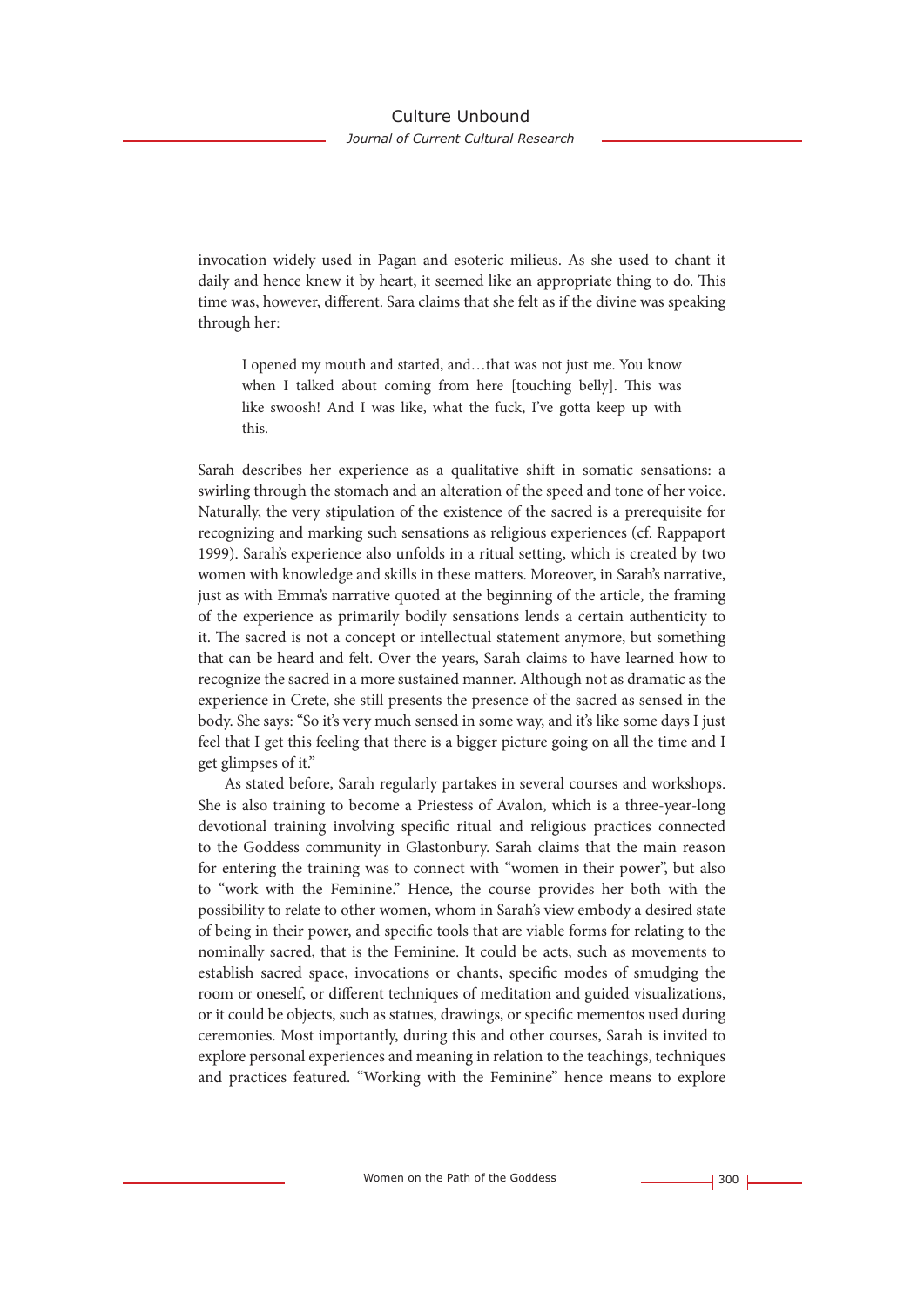invocation widely used in Pagan and esoteric milieus. As she used to chant it daily and hence knew it by heart, it seemed like an appropriate thing to do. This time was, however, different. Sara claims that she felt as if the divine was speaking through her:

> I opened my mouth and started, and…that was not just me. You know when I talked about coming from here [touching belly]. This was like swoosh! And I was like, what the fuck, I've gotta keep up with this.

Sarah describes her experience as a qualitative shift in somatic sensations: a swirling through the stomach and an alteration of the speed and tone of her voice. Naturally, the very stipulation of the existence of the sacred is a prerequisite for recognizing and marking such sensations as religious experiences (cf. Rappaport 1999). Sarah's experience also unfolds in a ritual setting, which is created by two women with knowledge and skills in these matters. Moreover, in Sarah's narrative, just as with Emma's narrative quoted at the beginning of the article, the framing of the experience as primarily bodily sensations lends a certain authenticity to it. The sacred is not a concept or intellectual statement anymore, but something that can be heard and felt. Over the years, Sarah claims to have learned how to recognize the sacred in a more sustained manner. Although not as dramatic as the experience in Crete, she still presents the presence of the sacred as sensed in the body. She says: "So it's very much sensed in some way, and it's like some days I just feel that I get this feeling that there is a bigger picture going on all the time and I get glimpses of it."

As stated before, Sarah regularly partakes in several courses and workshops. She is also training to become a Priestess of Avalon, which is a three-year-long devotional training involving specific ritual and religious practices connected to the Goddess community in Glastonbury. Sarah claims that the main reason for entering the training was to connect with "women in their power", but also to "work with the Feminine." Hence, the course provides her both with the possibility to relate to other women, whom in Sarah's view embody a desired state of being in their power, and specific tools that are viable forms for relating to the nominally sacred, that is the Feminine. It could be acts, such as movements to establish sacred space, invocations or chants, specific modes of smudging the room or oneself, or different techniques of meditation and guided visualizations, or it could be objects, such as statues, drawings, or specific mementos used during ceremonies. Most importantly, during this and other courses, Sarah is invited to explore personal experiences and meaning in relation to the teachings, techniques and practices featured. "Working with the Feminine" hence means to explore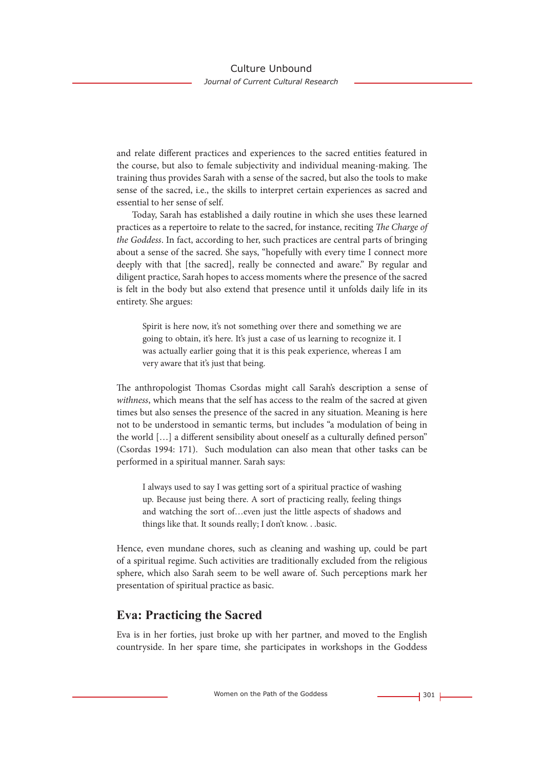and relate different practices and experiences to the sacred entities featured in the course, but also to female subjectivity and individual meaning-making. The training thus provides Sarah with a sense of the sacred, but also the tools to make sense of the sacred, i.e., the skills to interpret certain experiences as sacred and essential to her sense of self.

Today, Sarah has established a daily routine in which she uses these learned practices as a repertoire to relate to the sacred, for instance, reciting *The Charge of the Goddess*. In fact, according to her, such practices are central parts of bringing about a sense of the sacred. She says, "hopefully with every time I connect more deeply with that [the sacred], really be connected and aware." By regular and diligent practice, Sarah hopes to access moments where the presence of the sacred is felt in the body but also extend that presence until it unfolds daily life in its entirety. She argues:

> Spirit is here now, it's not something over there and something we are going to obtain, it's here. It's just a case of us learning to recognize it. I was actually earlier going that it is this peak experience, whereas I am very aware that it's just that being.

The anthropologist Thomas Csordas might call Sarah's description a sense of *withness*, which means that the self has access to the realm of the sacred at given times but also senses the presence of the sacred in any situation. Meaning is here not to be understood in semantic terms, but includes "a modulation of being in the world […] a different sensibility about oneself as a culturally defined person" (Csordas 1994: 171). Such modulation can also mean that other tasks can be performed in a spiritual manner. Sarah says:

> I always used to say I was getting sort of a spiritual practice of washing up. Because just being there. A sort of practicing really, feeling things and watching the sort of…even just the little aspects of shadows and things like that. It sounds really; I don't know. . .basic.

Hence, even mundane chores, such as cleaning and washing up, could be part of a spiritual regime. Such activities are traditionally excluded from the religious sphere, which also Sarah seem to be well aware of. Such perceptions mark her presentation of spiritual practice as basic.

## Eva: Practicing the Sacred

Eva is in her forties, just broke up with her partner, and moved to the English countryside. In her spare time, she participates in workshops in the Goddess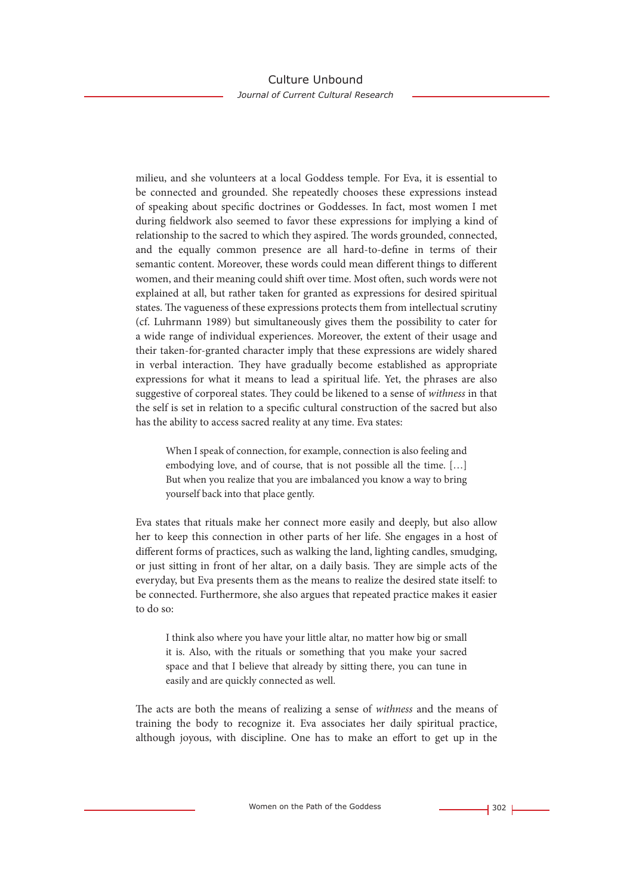milieu, and she volunteers at a local Goddess temple. For Eva, it is essential to be connected and grounded. She repeatedly chooses these expressions instead of speaking about specific doctrines or Goddesses. In fact, most women I met during fieldwork also seemed to favor these expressions for implying a kind of relationship to the sacred to which they aspired. The words grounded, connected, and the equally common presence are all hard-to-define in terms of their semantic content. Moreover, these words could mean different things to different women, and their meaning could shift over time. Most often, such words were not explained at all, but rather taken for granted as expressions for desired spiritual states. The vagueness of these expressions protects them from intellectual scrutiny (cf. Luhrmann 1989) but simultaneously gives them the possibility to cater for a wide range of individual experiences. Moreover, the extent of their usage and their taken-for-granted character imply that these expressions are widely shared in verbal interaction. They have gradually become established as appropriate expressions for what it means to lead a spiritual life. Yet, the phrases are also suggestive of corporeal states. They could be likened to a sense of *withness* in that the self is set in relation to a specific cultural construction of the sacred but also has the ability to access sacred reality at any time. Eva states:

> When I speak of connection, for example, connection is also feeling and embodying love, and of course, that is not possible all the time. […] But when you realize that you are imbalanced you know a way to bring yourself back into that place gently.

Eva states that rituals make her connect more easily and deeply, but also allow her to keep this connection in other parts of her life. She engages in a host of different forms of practices, such as walking the land, lighting candles, smudging, or just sitting in front of her altar, on a daily basis. They are simple acts of the everyday, but Eva presents them as the means to realize the desired state itself: to be connected. Furthermore, she also argues that repeated practice makes it easier to do so:

> I think also where you have your little altar, no matter how big or small it is. Also, with the rituals or something that you make your sacred space and that I believe that already by sitting there, you can tune in easily and are quickly connected as well.

The acts are both the means of realizing a sense of *withness* and the means of training the body to recognize it. Eva associates her daily spiritual practice, although joyous, with discipline. One has to make an effort to get up in the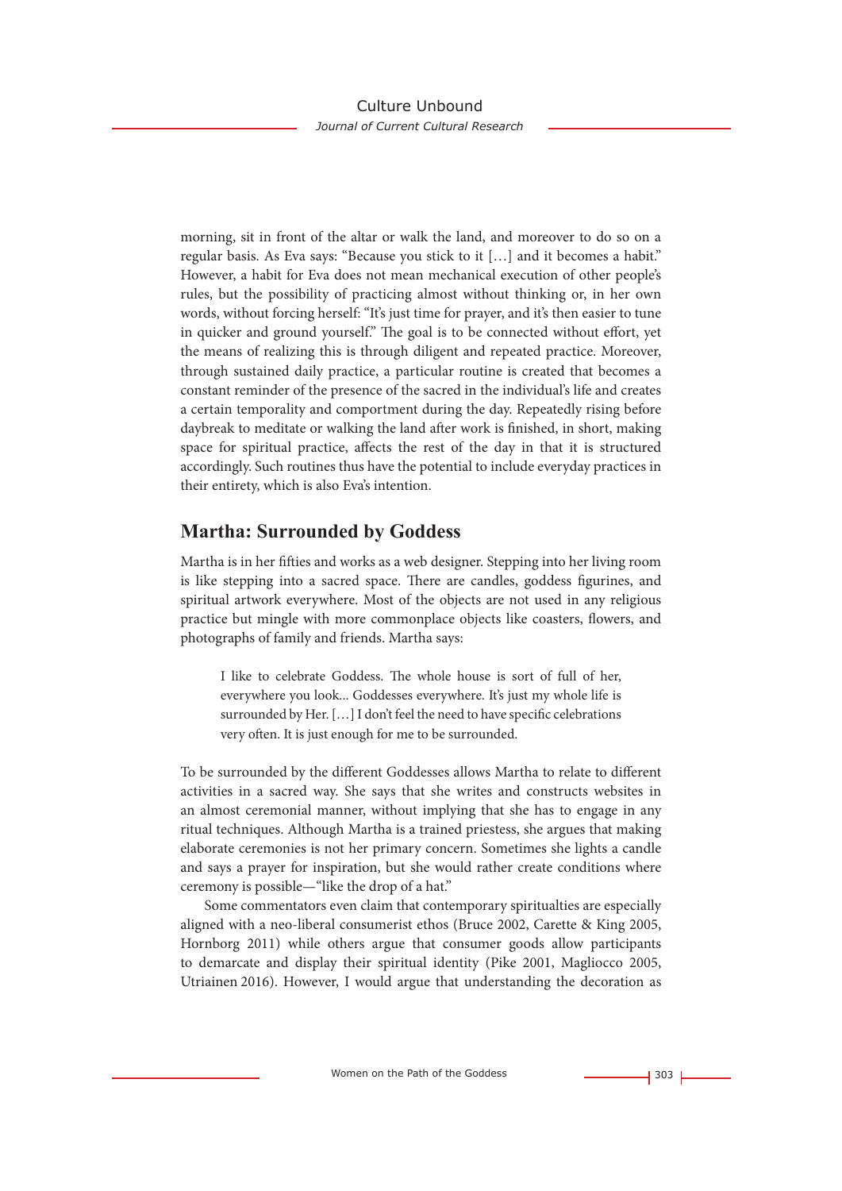morning, sit in front of the altar or walk the land, and moreover to do so on a regular basis. As Eva says: "Because you stick to it […] and it becomes a habit." However, a habit for Eva does not mean mechanical execution of other people's rules, but the possibility of practicing almost without thinking or, in her own words, without forcing herself: "It's just time for prayer, and it's then easier to tune in quicker and ground yourself." The goal is to be connected without effort, yet the means of realizing this is through diligent and repeated practice. Moreover, through sustained daily practice, a particular routine is created that becomes a constant reminder of the presence of the sacred in the individual's life and creates a certain temporality and comportment during the day. Repeatedly rising before daybreak to meditate or walking the land after work is finished, in short, making space for spiritual practice, affects the rest of the day in that it is structured accordingly. Such routines thus have the potential to include everyday practices in their entirety, which is also Eva's intention.

## Martha: Surrounded by Goddess

Martha is in her fifties and works as a web designer. Stepping into her living room is like stepping into a sacred space. There are candles, goddess figurines, and spiritual artwork everywhere. Most of the objects are not used in any religious practice but mingle with more commonplace objects like coasters, flowers, and photographs of family and friends. Martha says:

> I like to celebrate Goddess. The whole house is sort of full of her, everywhere you look... Goddesses everywhere. It's just my whole life is surrounded by Her. […] I don't feel the need to have specific celebrations very often. It is just enough for me to be surrounded.

To be surrounded by the different Goddesses allows Martha to relate to different activities in a sacred way. She says that she writes and constructs websites in an almost ceremonial manner, without implying that she has to engage in any ritual techniques. Although Martha is a trained priestess, she argues that making elaborate ceremonies is not her primary concern. Sometimes she lights a candle and says a prayer for inspiration, but she would rather create conditions where ceremony is possible—"like the drop of a hat."

Some commentators even claim that contemporary spiritualties are especially aligned with a neo-liberal consumerist ethos (Bruce 2002, Carette & King 2005, Hornborg 2011) while others argue that consumer goods allow participants to demarcate and display their spiritual identity (Pike 2001, Magliocco 2005, Utriainen 2016). However, I would argue that understanding the decoration as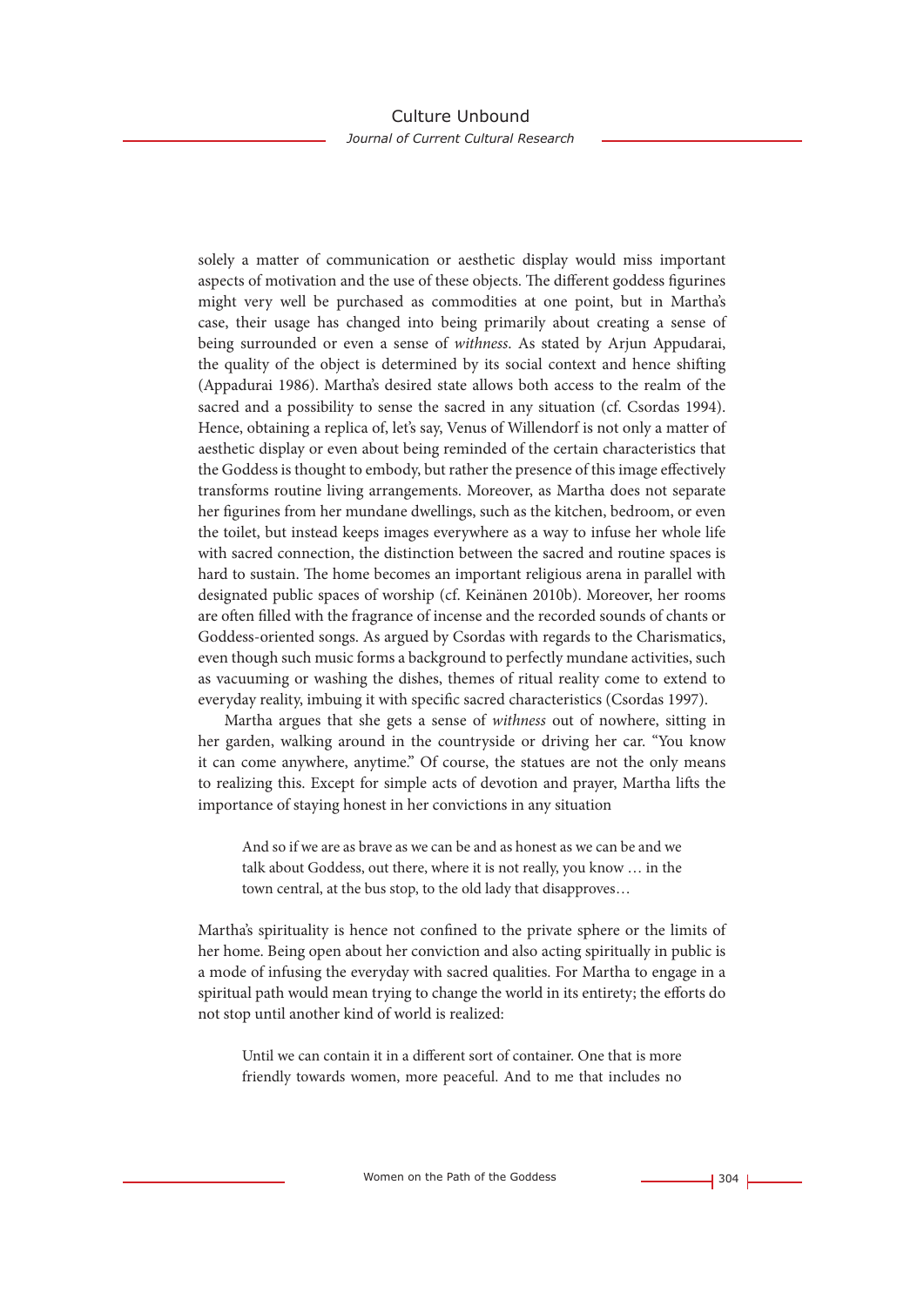solely a matter of communication or aesthetic display would miss important aspects of motivation and the use of these objects. The different goddess figurines might very well be purchased as commodities at one point, but in Martha's case, their usage has changed into being primarily about creating a sense of being surrounded or even a sense of *withness*. As stated by Arjun Appudarai, the quality of the object is determined by its social context and hence shifting (Appadurai 1986). Martha's desired state allows both access to the realm of the sacred and a possibility to sense the sacred in any situation (cf. Csordas 1994). Hence, obtaining a replica of, let's say, Venus of Willendorf is not only a matter of aesthetic display or even about being reminded of the certain characteristics that the Goddess is thought to embody, but rather the presence of this image effectively transforms routine living arrangements. Moreover, as Martha does not separate her figurines from her mundane dwellings, such as the kitchen, bedroom, or even the toilet, but instead keeps images everywhere as a way to infuse her whole life with sacred connection, the distinction between the sacred and routine spaces is hard to sustain. The home becomes an important religious arena in parallel with designated public spaces of worship (cf. Keinänen 2010b). Moreover, her rooms are often filled with the fragrance of incense and the recorded sounds of chants or Goddess-oriented songs. As argued by Csordas with regards to the Charismatics, even though such music forms a background to perfectly mundane activities, such as vacuuming or washing the dishes, themes of ritual reality come to extend to everyday reality, imbuing it with specific sacred characteristics (Csordas 1997).

Martha argues that she gets a sense of *withness* out of nowhere, sitting in her garden, walking around in the countryside or driving her car. "You know it can come anywhere, anytime." Of course, the statues are not the only means to realizing this. Except for simple acts of devotion and prayer, Martha lifts the importance of staying honest in her convictions in any situation

> And so if we are as brave as we can be and as honest as we can be and we talk about Goddess, out there, where it is not really, you know … in the town central, at the bus stop, to the old lady that disapproves…

Martha's spirituality is hence not confined to the private sphere or the limits of her home. Being open about her conviction and also acting spiritually in public is a mode of infusing the everyday with sacred qualities. For Martha to engage in a spiritual path would mean trying to change the world in its entirety; the efforts do not stop until another kind of world is realized:

> Until we can contain it in a different sort of container. One that is more friendly towards women, more peaceful. And to me that includes no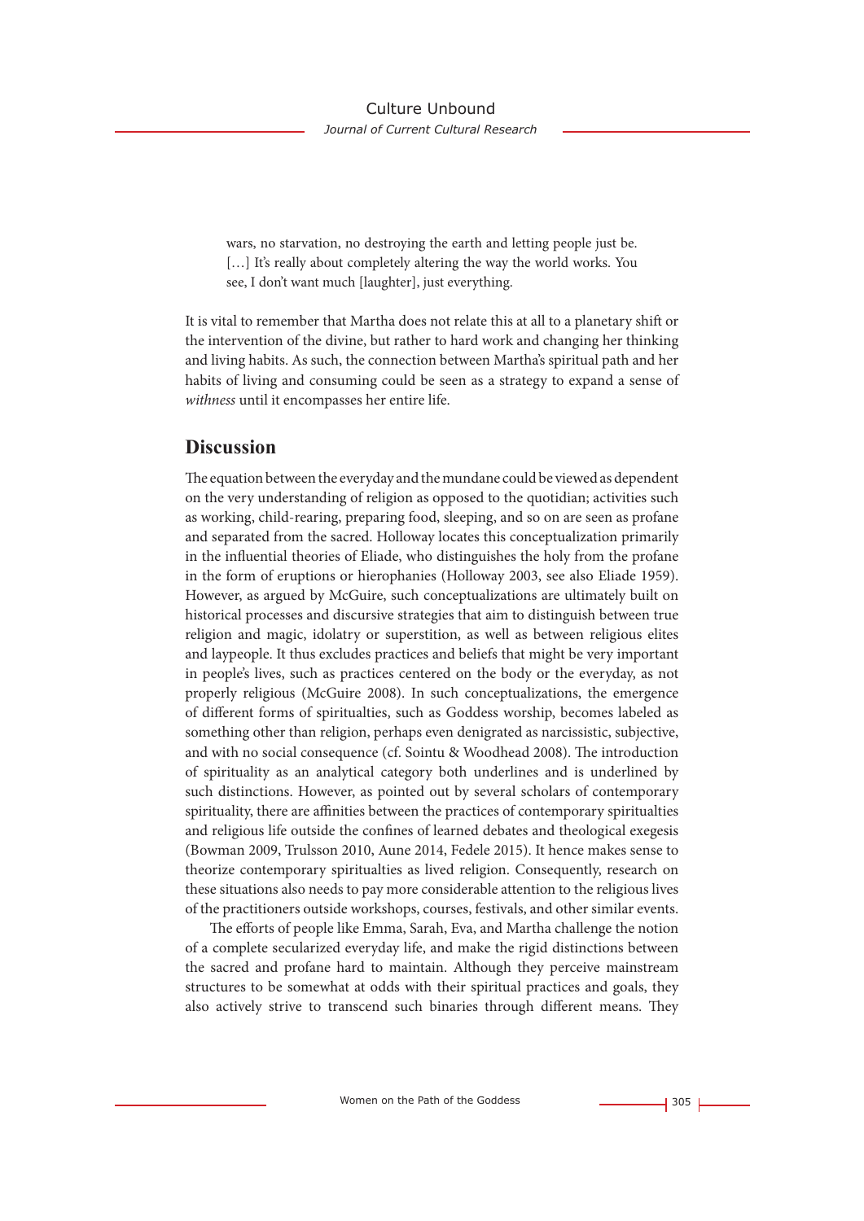> wars, no starvation, no destroying the earth and letting people just be. […] It's really about completely altering the way the world works. You see, I don't want much [laughter], just everything.

It is vital to remember that Martha does not relate this at all to a planetary shift or the intervention of the divine, but rather to hard work and changing her thinking and living habits. As such, the connection between Martha's spiritual path and her habits of living and consuming could be seen as a strategy to expand a sense of *withness* until it encompasses her entire life.

## Discussion

The equation between the everyday and the mundane could be viewed as dependent on the very understanding of religion as opposed to the quotidian; activities such as working, child-rearing, preparing food, sleeping, and so on are seen as profane and separated from the sacred. Holloway locates this conceptualization primarily in the influential theories of Eliade, who distinguishes the holy from the profane in the form of eruptions or hierophanies (Holloway 2003, see also Eliade 1959). However, as argued by McGuire, such conceptualizations are ultimately built on historical processes and discursive strategies that aim to distinguish between true religion and magic, idolatry or superstition, as well as between religious elites and laypeople. It thus excludes practices and beliefs that might be very important in people's lives, such as practices centered on the body or the everyday, as not properly religious (McGuire 2008). In such conceptualizations, the emergence of different forms of spiritualities, such as Goddess worship, becomes labeled as something other than religion, perhaps even denigrated as narcissistic, subjective, and with no social consequence (cf. Sointu & Woodhead 2008). The introduction of spirituality as an analytical category both underlines and is underlined by such distinctions. However, as pointed out by several scholars of contemporary spirituality, there are affinities between the practices of contemporary spiritualties and religious life outside the confines of learned debates and theological exegesis (Bowman 2009, Trulsson 2010, Aune 2014, Fedele 2015). It hence makes sense to theorize contemporary spiritualties as lived religion. Consequently, research on these situations also needs to pay more considerable attention to the religious lives of the practitioners outside workshops, courses, festivals, and other similar events.

The efforts of people like Emma, Sarah, Eva, and Martha challenge the notion of a complete secularized everyday life, and make the rigid distinctions between the sacred and profane hard to maintain. Although they perceive mainstream structures to be somewhat at odds with their spiritual practices and goals, they also actively strive to transcend such binaries through different means. They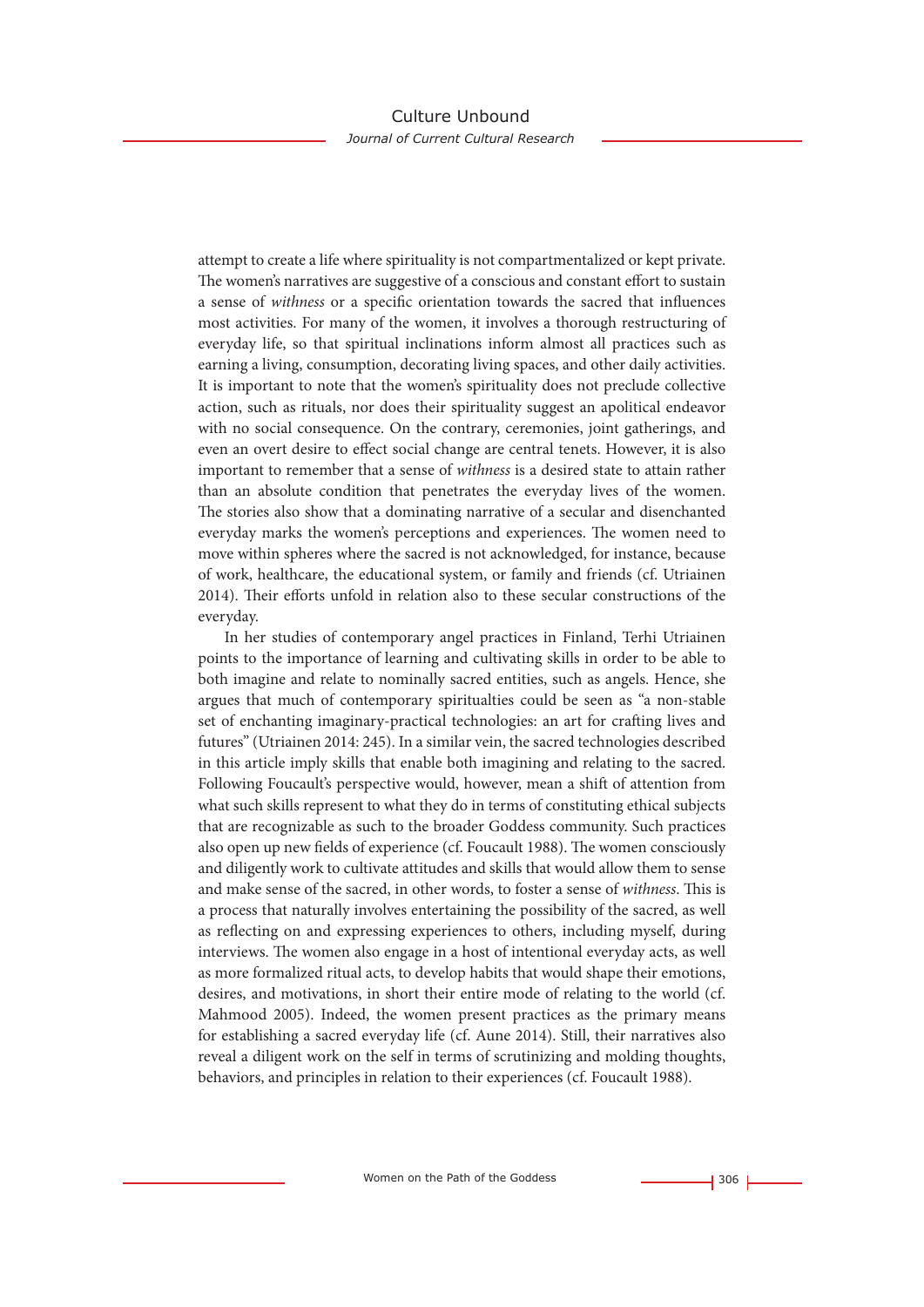attempt to create a life where spirituality is not compartmentalized or kept private. The women's narratives are suggestive of a conscious and constant effort to sustain a sense of *withness* or a specific orientation towards the sacred that influences most activities. For many of the women, it involves a thorough restructuring of everyday life, so that spiritual inclinations inform almost all practices such as earning a living, consumption, decorating living spaces, and other daily activities. It is important to note that the women's spirituality does not preclude collective action, such as rituals, nor does their spirituality suggest an apolitical endeavor with no social consequence. On the contrary, ceremonies, joint gatherings, and even an overt desire to effect social change are central tenets. However, it is also important to remember that a sense of *withness* is a desired state to attain rather than an absolute condition that penetrates the everyday lives of the women. The stories also show that a dominating narrative of a secular and disenchanted everyday marks the women's perceptions and experiences. The women need to move within spheres where the sacred is not acknowledged, for instance, because of work, healthcare, the educational system, or family and friends (cf. Utriainen 2014). Their efforts unfold in relation also to these secular constructions of the everyday.

In her studies of contemporary angel practices in Finland, Terhi Utriainen points to the importance of learning and cultivating skills in order to be able to both imagine and relate to nominally sacred entities, such as angels. Hence, she argues that much of contemporary spiritualties could be seen as "a non-stable set of enchanting imaginary-practical technologies: an art for crafting lives and futures" (Utriainen 2014: 245). In a similar vein, the sacred technologies described in this article imply skills that enable both imagining and relating to the sacred. Following Foucault's perspective would, however, mean a shift of attention from what such skills represent to what they do in terms of constituting ethical subjects that are recognizable as such to the broader Goddess community. Such practices also open up new fields of experience (cf. Foucault 1988). The women consciously and diligently work to cultivate attitudes and skills that would allow them to sense and make sense of the sacred, in other words, to foster a sense of *withness*. This is a process that naturally involves entertaining the possibility of the sacred, as well as reflecting on and expressing experiences to others, including myself, during interviews. The women also engage in a host of intentional everyday acts, as well as more formalized ritual acts, to develop habits that would shape their emotions, desires, and motivations, in short their entire mode of relating to the world (cf. Mahmood 2005). Indeed, the women present practices as the primary means for establishing a sacred everyday life (cf. Aune 2014). Still, their narratives also reveal a diligent work on the self in terms of scrutinizing and molding thoughts, behaviors, and principles in relation to their experiences (cf. Foucault 1988).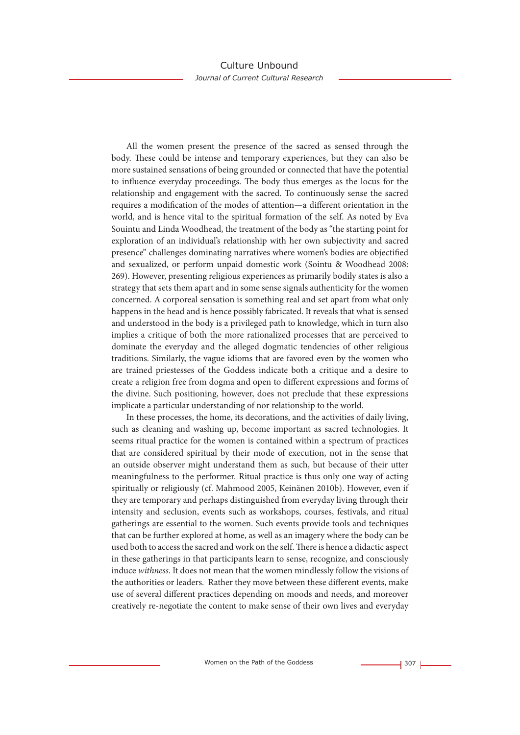All the women present the presence of the sacred as sensed through the body. These could be intense and temporary experiences, but they can also be more sustained sensations of being grounded or connected that have the potential to influence everyday proceedings. The body thus emerges as the locus for the relationship and engagement with the sacred. To continuously sense the sacred requires a modification of the modes of attention—a different orientation in the world, and is hence vital to the spiritual formation of the self. As noted by Eva Souintu and Linda Woodhead, the treatment of the body as "the starting point for exploration of an individual's relationship with her own subjectivity and sacred presence" challenges dominating narratives where women's bodies are objectified and sexualized, or perform unpaid domestic work (Sointu & Woodhead 2008: 269). However, presenting religious experiences as primarily bodily states is also a strategy that sets them apart and in some sense signals authenticity for the women concerned. A corporeal sensation is something real and set apart from what only happens in the head and is hence possibly fabricated. It reveals that what is sensed and understood in the body is a privileged path to knowledge, which in turn also implies a critique of both the more rationalized processes that are perceived to dominate the everyday and the alleged dogmatic tendencies of other religious traditions. Similarly, the vague idioms that are favored even by the women who are trained priestesses of the Goddess indicate both a critique and a desire to create a religion free from dogma and open to different expressions and forms of the divine. Such positioning, however, does not preclude that these expressions implicate a particular understanding of nor relationship to the world.

In these processes, the home, its decorations, and the activities of daily living, such as cleaning and washing up, become important as sacred technologies. It seems ritual practice for the women is contained within a spectrum of practices that are considered spiritual by their mode of execution, not in the sense that an outside observer might understand them as such, but because of their utter meaningfulness to the performer. Ritual practice is thus only one way of acting spiritually or religiously (cf. Mahmood 2005, Keinänen 2010b). However, even if they are temporary and perhaps distinguished from everyday living through their intensity and seclusion, events such as workshops, courses, festivals, and ritual gatherings are essential to the women. Such events provide tools and techniques that can be further explored at home, as well as an imagery where the body can be used both to access the sacred and work on the self. There is hence a didactic aspect in these gatherings in that participants learn to sense, recognize, and consciously induce *withness*. It does not mean that the women mindlessly follow the visions of the authorities or leaders. Rather they move between these different events, make use of several different practices depending on moods and needs, and moreover creatively re-negotiate the content to make sense of their own lives and everyday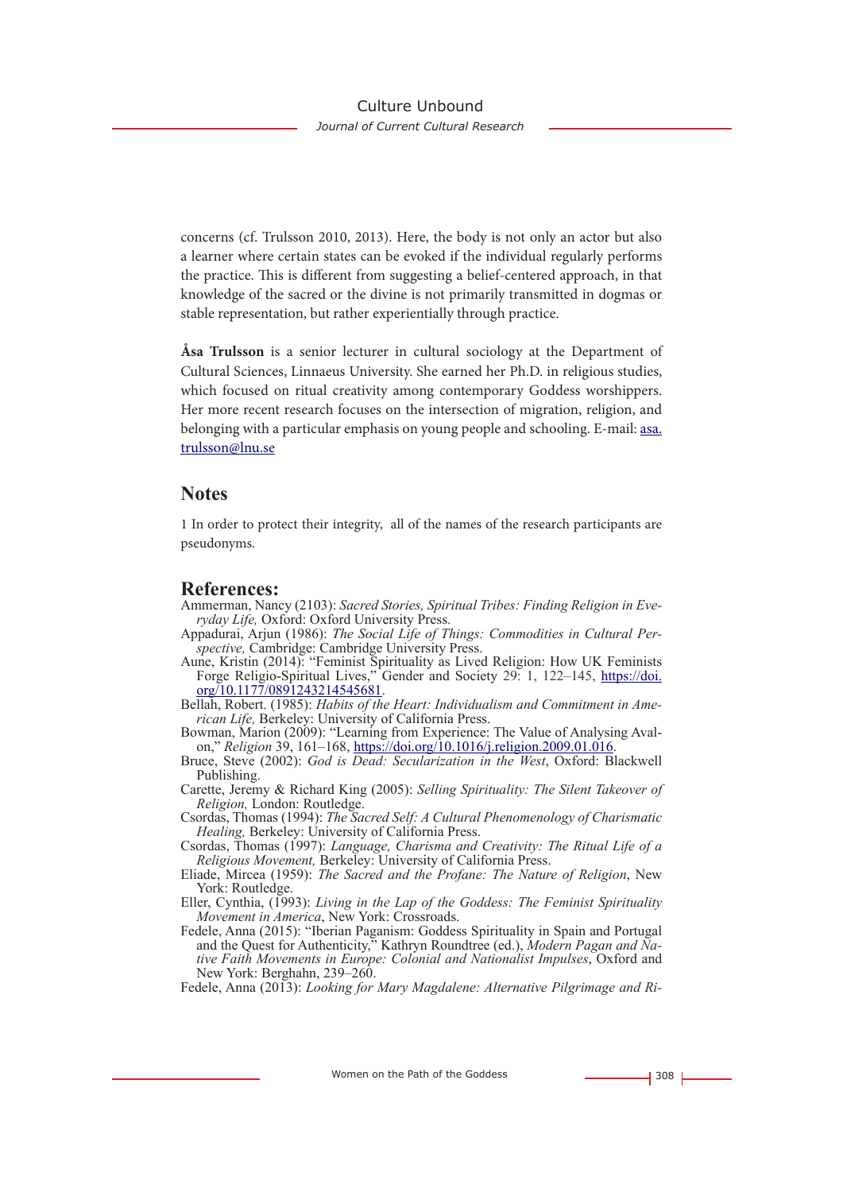concerns (cf. Trulsson 2010, 2013). Here, the body is not only an actor but also a learner where certain states can be evoked if the individual regularly performs the practice. This is different from suggesting a belief-centered approach, in that knowledge of the sacred or the divine is not primarily transmitted in dogmas or stable representation, but rather experientially through practice.

**Åsa Trulsson** is a senior lecturer in cultural sociology at the Department of Cultural Sciences, Linnaeus University. She earned her Ph.D. in religious studies, which focused on ritual creativity among contemporary Goddess worshippers. Her more recent research focuses on the intersection of migration, religion, and belonging with a particular emphasis on young people and schooling. E-mail: asa.trulsson@lnu.se

## Notes

1 In order to protect their integrity, all of the names of the research participants are pseudonyms.

## References:

Ammerman, Nancy (2103): *Sacred Stories, Spiritual Tribes: Finding Religion in Everyday Life,* Oxford: Oxford University Press.

Appadurai, Arjun (1986): *The Social Life of Things: Commodities in Cultural Perspective,* Cambridge: Cambridge University Press.

Aune, Kristin (2014): "Feminist Spirituality as Lived Religion: How UK Feminists Forge Religio-Spiritual Lives," Gender and Society 29: 1, 122–145, https://doi.org/10.1177/0891243214545681.

Bellah, Robert. (1985): *Habits of the Heart: Individualism and Commitment in American Life,* Berkeley: University of California Press.

Bowman, Marion (2009): "Learning from Experience: The Value of Analysing Avalon," *Religion* 39, 161–168, https://doi.org/10.1016/j.religion.2009.01.016.

Bruce, Steve (2002): *God is Dead: Secularization in the West*, Oxford: Blackwell Publishing.

Carette, Jeremy & Richard King (2005): *Selling Spirituality: The Silent Takeover of Religion,* London: Routledge.

Csordas, Thomas (1994): *The Sacred Self: A Cultural Phenomenology of Charismatic Healing,* Berkeley: University of California Press.

Csordas, Thomas (1997): *Language, Charisma and Creativity: The Ritual Life of a Religious Movement,* Berkeley: University of California Press.

Eliade, Mircea (1959): *The Sacred and the Profane: The Nature of Religion*, New York: Routledge.

Eller, Cynthia, (1993): *Living in the Lap of the Goddess: The Feminist Spirituality Movement in America*, New York: Crossroads.

Fedele, Anna (2015): "Iberian Paganism: Goddess Spirituality in Spain and Portugal and the Quest for Authenticity," Kathryn Roundtree (ed.), *Modern Pagan and Native Faith Movements in Europe: Colonial and Nationalist Impulses*, Oxford and New York: Berghahn, 239–260.

Fedele, Anna (2013): *Looking for Mary Magdalene: Alternative Pilgrimage and Ri-*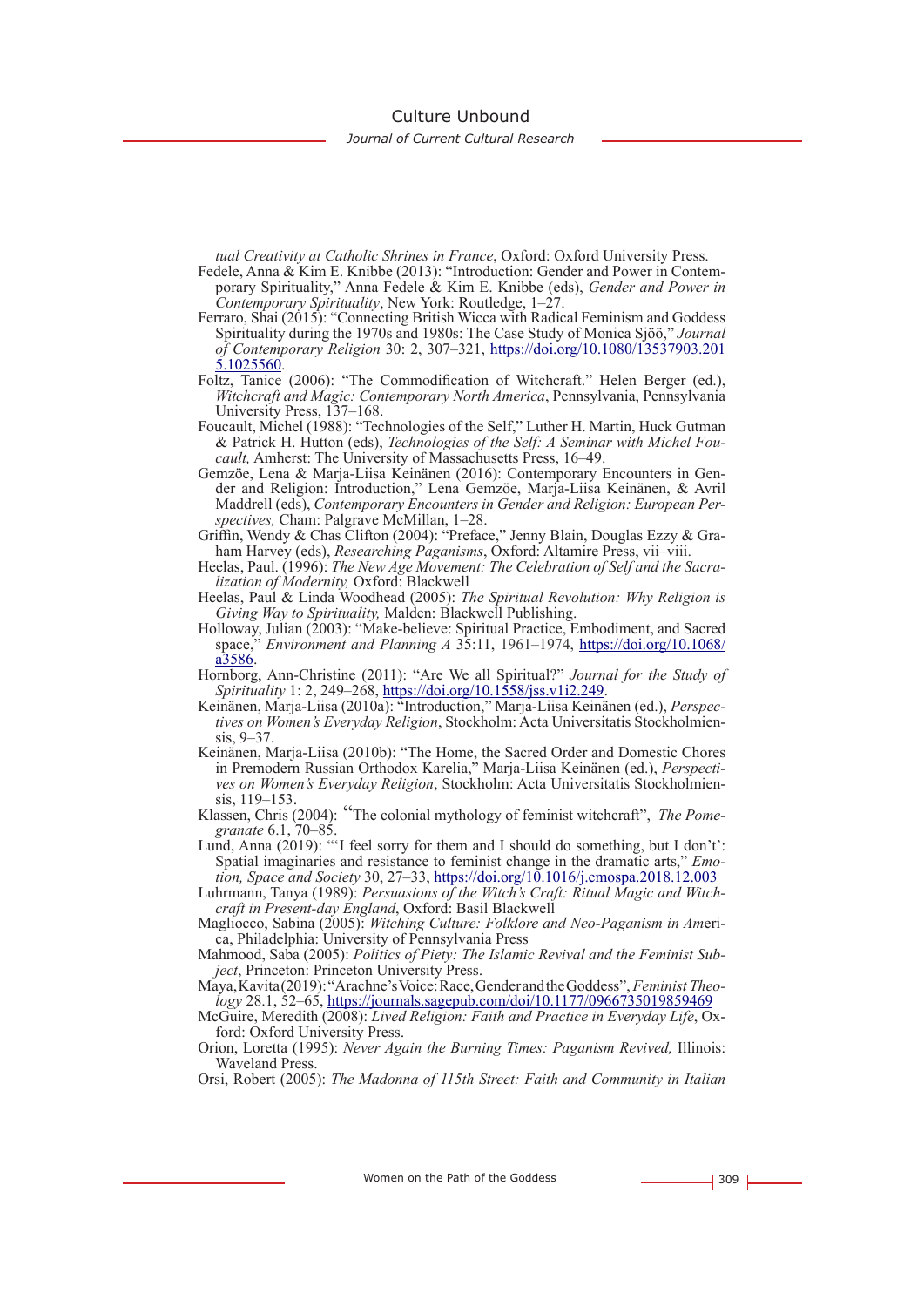*tual Creativity at Catholic Shrines in France*, Oxford: Oxford University Press.

Fedele, Anna & Kim E. Knibbe (2013): "Introduction: Gender and Power in Contemporary Spirituality," Anna Fedele & Kim E. Knibbe (eds), *Gender and Power in Contemporary Spirituality*, New York: Routledge, 1–27.

Ferraro, Shai (2015): "Connecting British Wicca with Radical Feminism and Goddess Spirituality during the 1970s and 1980s: The Case Study of Monica Sjöö," *Journal of Contemporary Religion* 30: 2, 307–321, https://doi.org/10.1080/13537903.2015.1025560.

Foltz, Tanice (2006): "The Commodification of Witchcraft." Helen Berger (ed.), *Witchcraft and Magic: Contemporary North America*, Pennsylvania, Pennsylvania University Press, 137–168.

Foucault, Michel (1988): "Technologies of the Self," Luther H. Martin, Huck Gutman & Patrick H. Hutton (eds), *Technologies of the Self: A Seminar with Michel Foucault,* Amherst: The University of Massachusetts Press, 16–49.

Gemzöe, Lena & Marja-Liisa Keinänen (2016): Contemporary Encounters in Gender and Religion: Introduction," Lena Gemzöe, Marja-Liisa Keinänen, & Avril Maddrell (eds), *Contemporary Encounters in Gender and Religion: European Perspectives,* Cham: Palgrave McMillan, 1–28.

Griffin, Wendy & Chas Clifton (2004): "Preface," Jenny Blain, Douglas Ezzy & Graham Harvey (eds), *Researching Paganisms*, Oxford: Altamire Press, vii–viii.

Heelas, Paul. (1996): *The New Age Movement: The Celebration of Self and the Sacralization of Modernity,* Oxford: Blackwell

Heelas, Paul & Linda Woodhead (2005): *The Spiritual Revolution: Why Religion is Giving Way to Spirituality,* Malden: Blackwell Publishing.

Holloway, Julian (2003): "Make-believe: Spiritual Practice, Embodiment, and Sacred space," *Environment and Planning A* 35:11, 1961–1974, https://doi.org/10.1068/a3586.

Hornborg, Ann-Christine (2011): "Are We all Spiritual?" *Journal for the Study of Spirituality* 1: 2, 249–268, https://doi.org/10.1558/jss.v1i2.249.

Keinänen, Marja-Liisa (2010a): "Introduction," Marja-Liisa Keinänen (ed.), *Perspectives on Women's Everyday Religion*, Stockholm: Acta Universitatis Stockholmiensis, 9–37.

Keinänen, Marja-Liisa (2010b): "The Home, the Sacred Order and Domestic Chores in Premodern Russian Orthodox Karelia," Marja-Liisa Keinänen (ed.), *Perspectives on Women's Everyday Religion*, Stockholm: Acta Universitatis Stockholmiensis, 119–153.

Klassen, Chris (2004): "The colonial mythology of feminist witchcraft", *The Pomegranate* 6.1, 70–85.

Lund, Anna (2019): "'I feel sorry for them and I should do something, but I don't': Spatial imaginaries and resistance to feminist change in the dramatic arts," *Emotion, Space and Society* 30, 27–33, https://doi.org/10.1016/j.emospa.2018.12.003

Luhrmann, Tanya (1989): *Persuasions of the Witch's Craft: Ritual Magic and Witchcraft in Present-day England*, Oxford: Basil Blackwell

Magliocco, Sabina (2005): *Witching Culture: Folklore and Neo-Paganism in Ame*rica, Philadelphia: University of Pennsylvania Press

Mahmood, Saba (2005): *Politics of Piety: The Islamic Revival and the Feminist Subject*, Princeton: Princeton University Press.

Maya, Kavita (2019): "Arachne's Voice: Race, Gender and the Goddess", *Feminist Theology* 28.1, 52–65, https://journals.sagepub.com/doi/10.1177/0966735019859469

McGuire, Meredith (2008): *Lived Religion: Faith and Practice in Everyday Life*, Oxford: Oxford University Press.

Orion, Loretta (1995): *Never Again the Burning Times: Paganism Revived,* Illinois: Waveland Press.

Orsi, Robert (2005): *The Madonna of 115th Street: Faith and Community in Italian*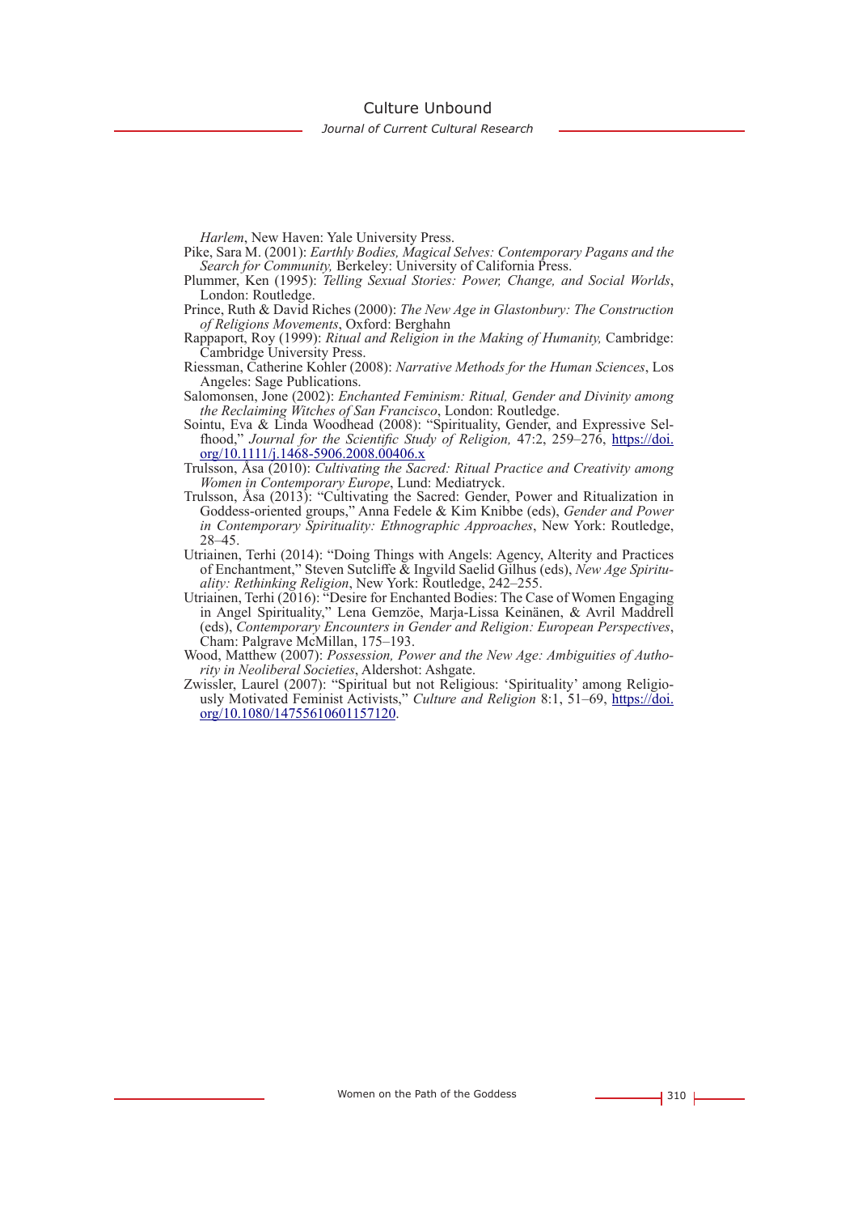*Harlem*, New Haven: Yale University Press.

Pike, Sara M. (2001): *Earthly Bodies, Magical Selves: Contemporary Pagans and the Search for Community,* Berkeley: University of California Press.

Plummer, Ken (1995): *Telling Sexual Stories: Power, Change, and Social Worlds*, London: Routledge.

Prince, Ruth & David Riches (2000): *The New Age in Glastonbury: The Construction of Religions Movements*, Oxford: Berghahn

Rappaport, Roy (1999): *Ritual and Religion in the Making of Humanity,* Cambridge: Cambridge University Press.

Riessman, Catherine Kohler (2008): *Narrative Methods for the Human Sciences*, Los Angeles: Sage Publications.

Salomonsen, Jone (2002): *Enchanted Feminism: Ritual, Gender and Divinity among the Reclaiming Witches of San Francisco*, London: Routledge.

Sointu, Eva & Linda Woodhead (2008): "Spirituality, Gender, and Expressive Selfhood," *Journal for the Scientific Study of Religion,* 47:2, 259–276, https://doi.org/10.1111/j.1468-5906.2008.00406.x

Trulsson, Åsa (2010): *Cultivating the Sacred: Ritual Practice and Creativity among Women in Contemporary Europe*, Lund: Mediatryck.

Trulsson, Åsa (2013): "Cultivating the Sacred: Gender, Power and Ritualization in Goddess-oriented groups," Anna Fedele & Kim Knibbe (eds), *Gender and Power in Contemporary Spirituality: Ethnographic Approaches*, New York: Routledge, 28–45.

Utriainen, Terhi (2014): "Doing Things with Angels: Agency, Alterity and Practices of Enchantment," Steven Sutcliffe & Ingvild Saelid Gilhus (eds), *New Age Spirituality: Rethinking Religion*, New York: Routledge, 242–255.

Utriainen, Terhi (2016): "Desire for Enchanted Bodies: The Case of Women Engaging in Angel Spirituality," Lena Gemzöe, Marja-Lissa Keinänen, & Avril Maddrell (eds), *Contemporary Encounters in Gender and Religion: European Perspectives*, Cham: Palgrave McMillan, 175–193.

Wood, Matthew (2007): *Possession, Power and the New Age: Ambiguities of Authority in Neoliberal Societies*, Aldershot: Ashgate.

Zwissler, Laurel (2007): "Spiritual but not Religious: 'Spirituality' among Religiously Motivated Feminist Activists," *Culture and Religion* 8:1, 51–69, https://doi.org/10.1080/14755610601157120.